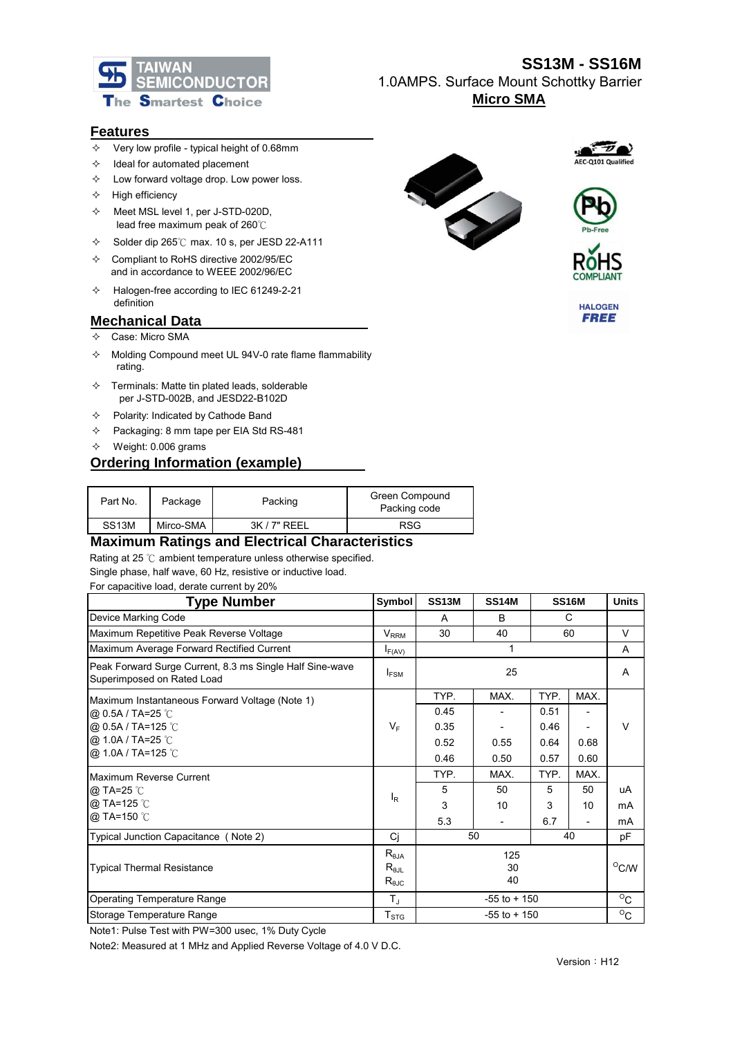# SS13M - SS16M

1.0AMPS. Surface Mount Schottky Barrier

**Micro SMA**

## Features

- Very low profile - typical height of 0.68mm
- Ideal for automated placement
- Low forward voltage drop. Low power loss.
- High efficiency
- Meet MSL level 1, per J-STD-020D, lead free maximum peak of 260℃
- Solder dip 265℃ max. 10 s, per JESD 22-A111
- Compliant to RoHS directive 2002/95/EC and in accordance to WEEE 2002/96/EC
- Halogen-free according to IEC 61249-2-21 definition

## Mechanical Data

- Case: Micro SMA
- Molding Compound meet UL 94V-0 rate flame flammability rating.
- Terminals: Matte tin plated leads, solderable per J-STD-002B, and JESD22-B102D
- Polarity: Indicated by Cathode Band
- Packaging: 8 mm tape per EIA Std RS-481
- Weight: 0.006 grams

## Ordering Information (example)

| Part No. | Package | Packing | Green Compound Packing code |
|---|---|---|---|
| SS13M | Mirco-SMA | 3K / 7" REEL | RSG |

## Maximum Ratings and Electrical Characteristics

Rating at 25 ℃ ambient temperature unless otherwise specified.
Single phase, half wave, 60 Hz, resistive or inductive load.
For capacitive load, derate current by 20%

| Type Number | Symbol | SS13M | SS14M | SS16M | | Units |
|---|---|---|---|---|---|---|
| Device Marking Code | | A | B | C | | |
| Maximum Repetitive Peak Reverse Voltage | $V_{RRM}$ | 30 | 40 | 60 | | V |
| Maximum Average Forward Rectified Current | $I_{F(AV)}$ | 1 | | | | A |
| Peak Forward Surge Current, 8.3 ms Single Half Sine-wave Superimposed on Rated Load | $I_{FSM}$ | 25 | | | | A |
| Maximum Instantaneous Forward Voltage (Note 1) | $V_F$ | TYP. | MAX. | TYP. | MAX. | V |
| @ 0.5A / TA=25 ℃ | | 0.45 | - | 0.51 | - | |
| @ 0.5A / TA=125 ℃ | | 0.35 | - | 0.46 | - | |
| @ 1.0A / TA=25 ℃ | | 0.52 | 0.55 | 0.64 | 0.68 | |
| @ 1.0A / TA=125 ℃ | | 0.46 | 0.50 | 0.57 | 0.60 | |
| Maximum Reverse Current | $I_R$ | TYP. | MAX. | TYP. | MAX. | |
| @ TA=25 ℃ | | 5 | 50 | 5 | 50 | uA |
| @ TA=125 ℃ | | 3 | 10 | 3 | 10 | mA |
| @ TA=150 ℃ | | 5.3 | - | 6.7 | - | mA |
| Typical Junction Capacitance ( Note 2) | Cj | 50 | | 40 | | pF |
| Typical Thermal Resistance | $R_{\theta JA}$ | 125 | | | | °C/W |
| | $R_{\theta JL}$ | 30 | | | | |
| | $R_{\theta JC}$ | 40 | | | | |
| Operating Temperature Range | $T_J$ | -55 to + 150 | | | | °C |
| Storage Temperature Range | $T_{STG}$ | -55 to + 150 | | | | °C |

Note1: Pulse Test with PW=300 usec, 1% Duty Cycle

Note2: Measured at 1 MHz and Applied Reverse Voltage of 4.0 V D.C.

Version：H12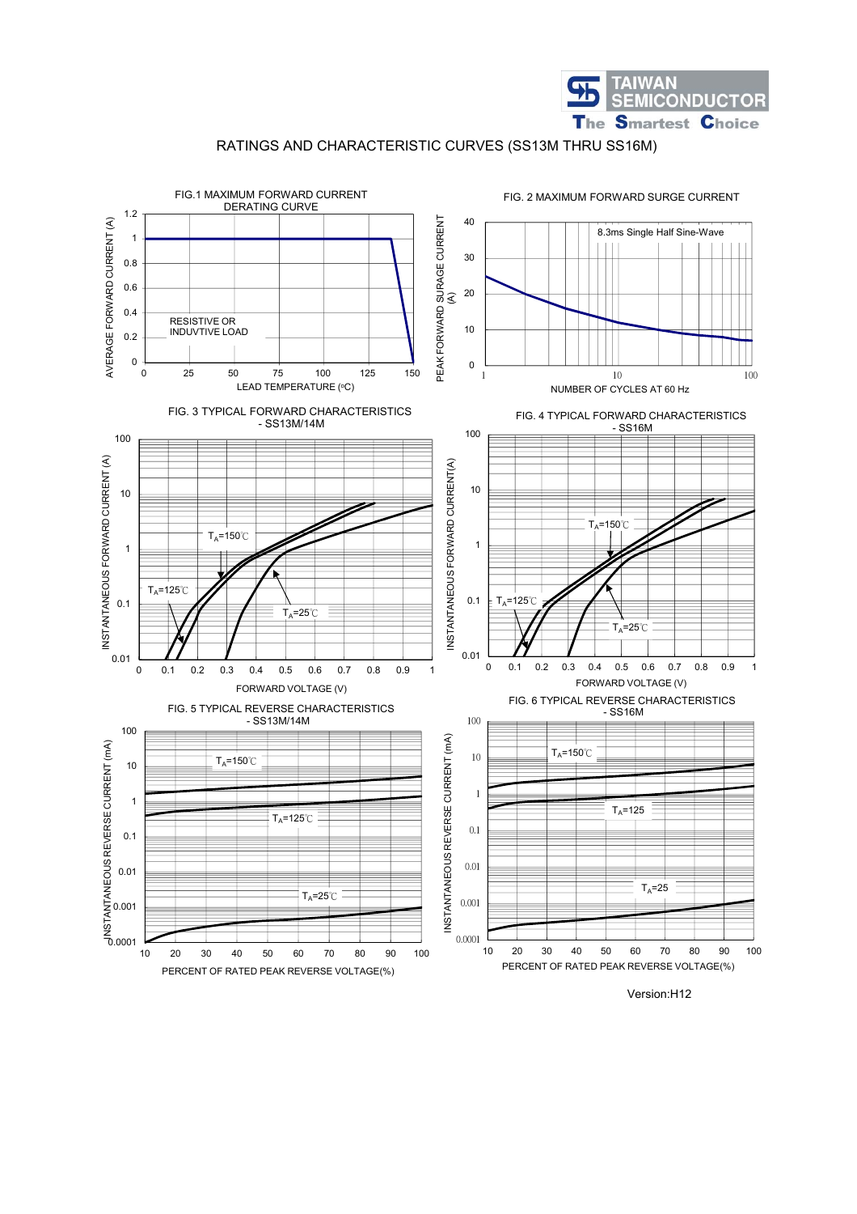## RATINGS AND CHARACTERISTIC CURVES (SS13M THRU SS16M)

FIG.1 MAXIMUM FORWARD CURRENT DERATING CURVE

AVERAGE FORWARD CURRENT (A)

RESISTIVE OR INDUVTIVE LOAD

LEAD TEMPERATURE (°C)

FIG. 2 MAXIMUM FORWARD SURGE CURRENT

PEAK FORWARD SURAGE CURRENT (A)

8.3ms Single Half Sine-Wave

NUMBER OF CYCLES AT 60 Hz

FIG. 3 TYPICAL FORWARD CHARACTERISTICS - SS13M/14M

INSTANTANEOUS FORWARD CURRENT (A)

$T_A$=150℃

$T_A$=125℃

$T_A$=25℃

FORWARD VOLTAGE (V)

FIG. 4 TYPICAL FORWARD CHARACTERISTICS - SS16M

INSTANTANEOUS FORWARD CURRENT(A)

$T_A$=150℃

$T_A$=125℃

$T_A$=25℃

FORWARD VOLTAGE (V)

FIG. 5 TYPICAL REVERSE CHARACTERISTICS - SS13M/14M

INSTANTANEOUS REVERSE CURRENT (mA)

$T_A$=150℃

$T_A$=125℃

$T_A$=25℃

PERCENT OF RATED PEAK REVERSE VOLTAGE(%)

FIG. 6 TYPICAL REVERSE CHARACTERISTICS - SS16M

INSTANTANEOUS REVERSE CURRENT (mA)

$T_A$=150℃

$T_A$=125

$T_A$=25

PERCENT OF RATED PEAK REVERSE VOLTAGE(%)

Version:H12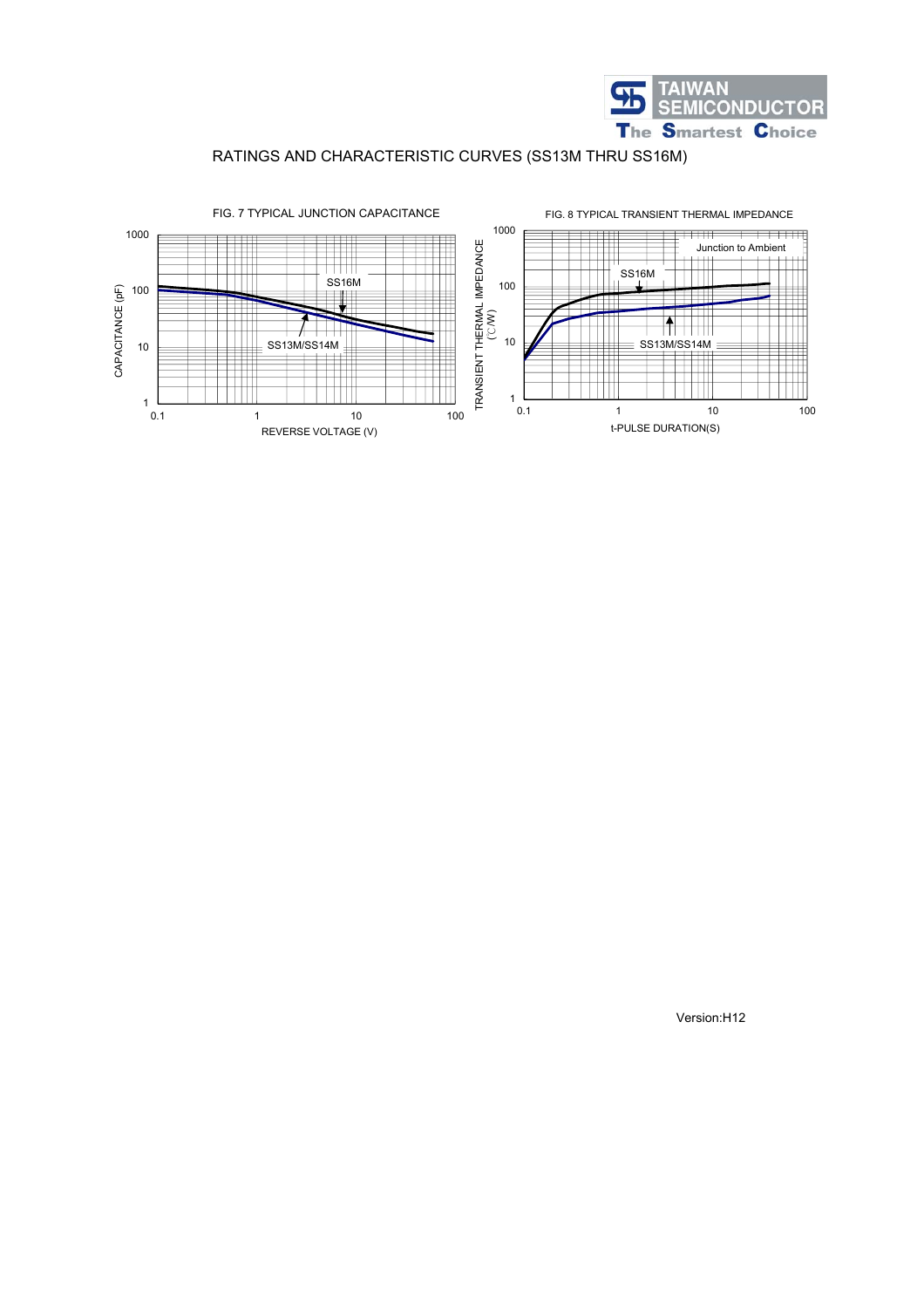RATINGS AND CHARACTERISTIC CURVES (SS13M THRU SS16M)

FIG. 7 TYPICAL JUNCTION CAPACITANCE

CAPACITANCE (pF)

1000

100

10

1

0.1 1 10 100

REVERSE VOLTAGE (V)

SS16M

SS13M/SS14M

FIG. 8 TYPICAL TRANSIENT THERMAL IMPEDANCE

TRANSIENT THERMAL IMPEDANCE (℃/W)

1000

100

10

1

0.1 1 10 100

t-PULSE DURATION(S)

Junction to Ambient

SS16M

SS13M/SS14M

Version:H12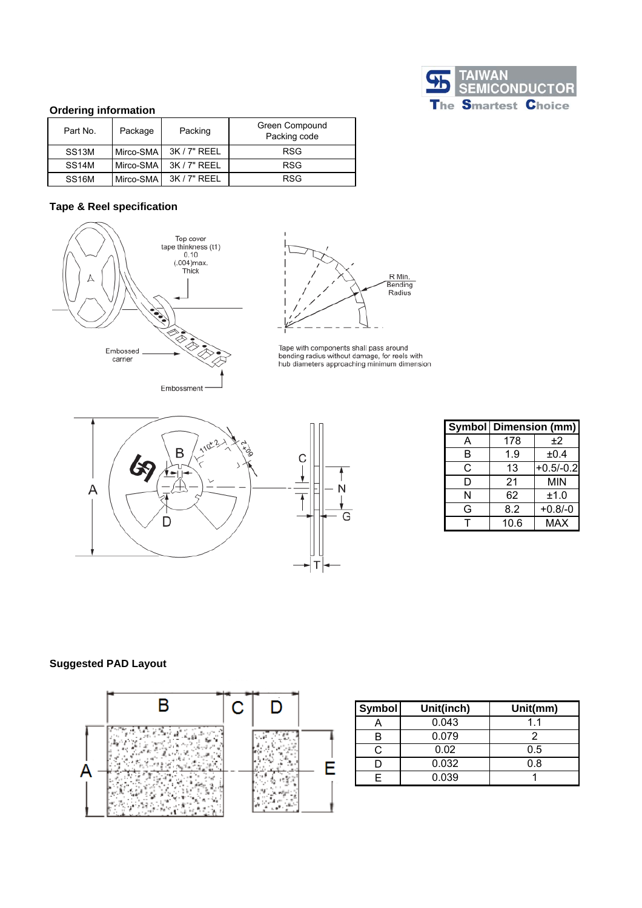## Ordering information

| Part No. | Package | Packing | Green Compound Packing code |
|---|---|---|---|
| SS13M | Mirco-SMA | 3K / 7" REEL | RSG |
| SS14M | Mirco-SMA | 3K / 7" REEL | RSG |
| SS16M | Mirco-SMA | 3K / 7" REEL | RSG |

## Tape & Reel specification

Top cover tape thinkness (t1) 0.10 (.004)max. Thick

Embossed carrier

Embossment

R Min. Bending Radius

Tape with components shall pass around bending radius without damage, for reels with hub diameters approaching minimum dimension

| Symbol | Dimension (mm) | |
|---|---|---|
| A | 178 | ±2 |
| B | 1.9 | ±0.4 |
| C | 13 | +0.5/-0.2 |
| D | 21 | MIN |
| N | 62 | ±1.0 |
| G | 8.2 | +0.8/-0 |
| T | 10.6 | MAX |

## Suggested PAD Layout

| Symbol | Unit(inch) | Unit(mm) |
|---|---|---|
| A | 0.043 | 1.1 |
| B | 0.079 | 2 |
| C | 0.02 | 0.5 |
| D | 0.032 | 0.8 |
| E | 0.039 | 1 |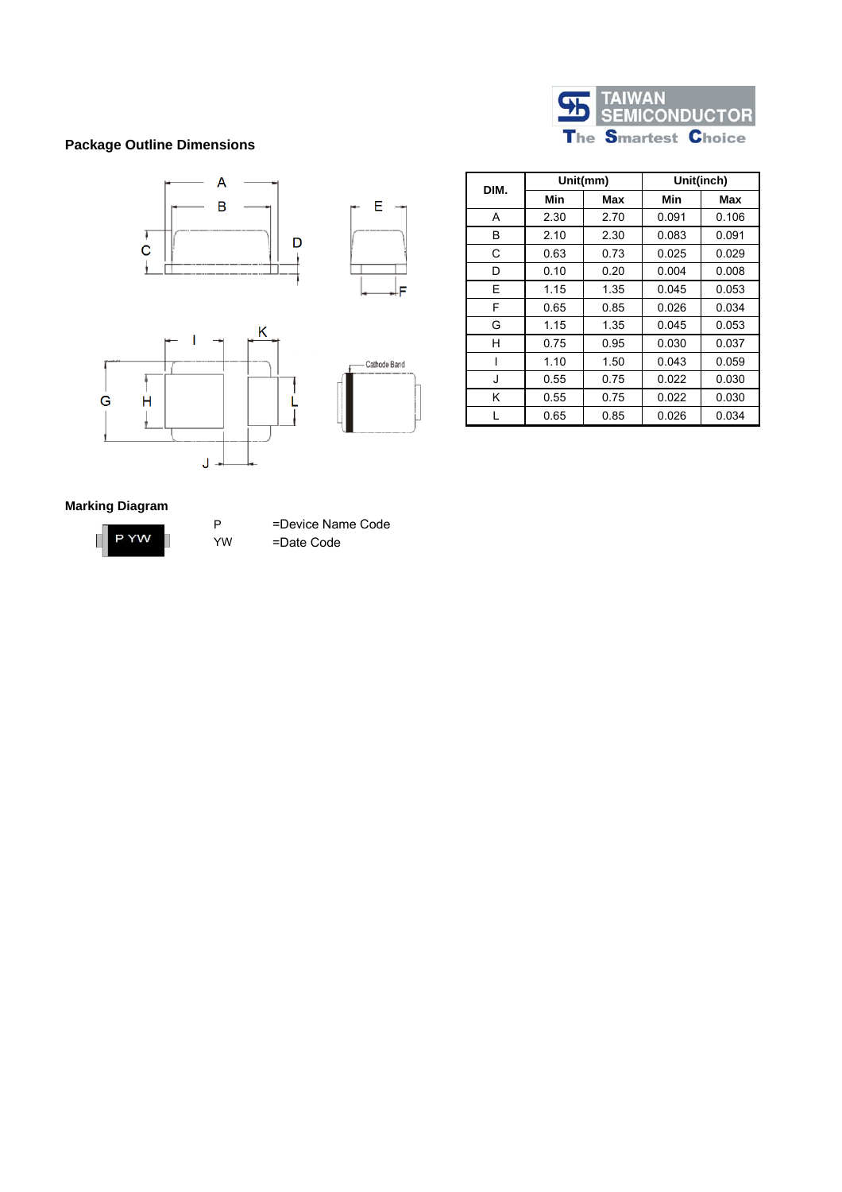## Package Outline Dimensions

A
B
C
D
E
F
I
K
G
H
L
J
Cathode Band

| DIM. | Unit(mm) | | Unit(inch) | |
|---|---|---|---|---|
| | Min | Max | Min | Max |
| A | 2.30 | 2.70 | 0.091 | 0.106 |
| B | 2.10 | 2.30 | 0.083 | 0.091 |
| C | 0.63 | 0.73 | 0.025 | 0.029 |
| D | 0.10 | 0.20 | 0.004 | 0.008 |
| E | 1.15 | 1.35 | 0.045 | 0.053 |
| F | 0.65 | 0.85 | 0.026 | 0.034 |
| G | 1.15 | 1.35 | 0.045 | 0.053 |
| H | 0.75 | 0.95 | 0.030 | 0.037 |
| I | 1.10 | 1.50 | 0.043 | 0.059 |
| J | 0.55 | 0.75 | 0.022 | 0.030 |
| K | 0.55 | 0.75 | 0.022 | 0.030 |
| L | 0.65 | 0.85 | 0.026 | 0.034 |

## Marking Diagram

P YW

P =Device Name Code
YW =Date Code